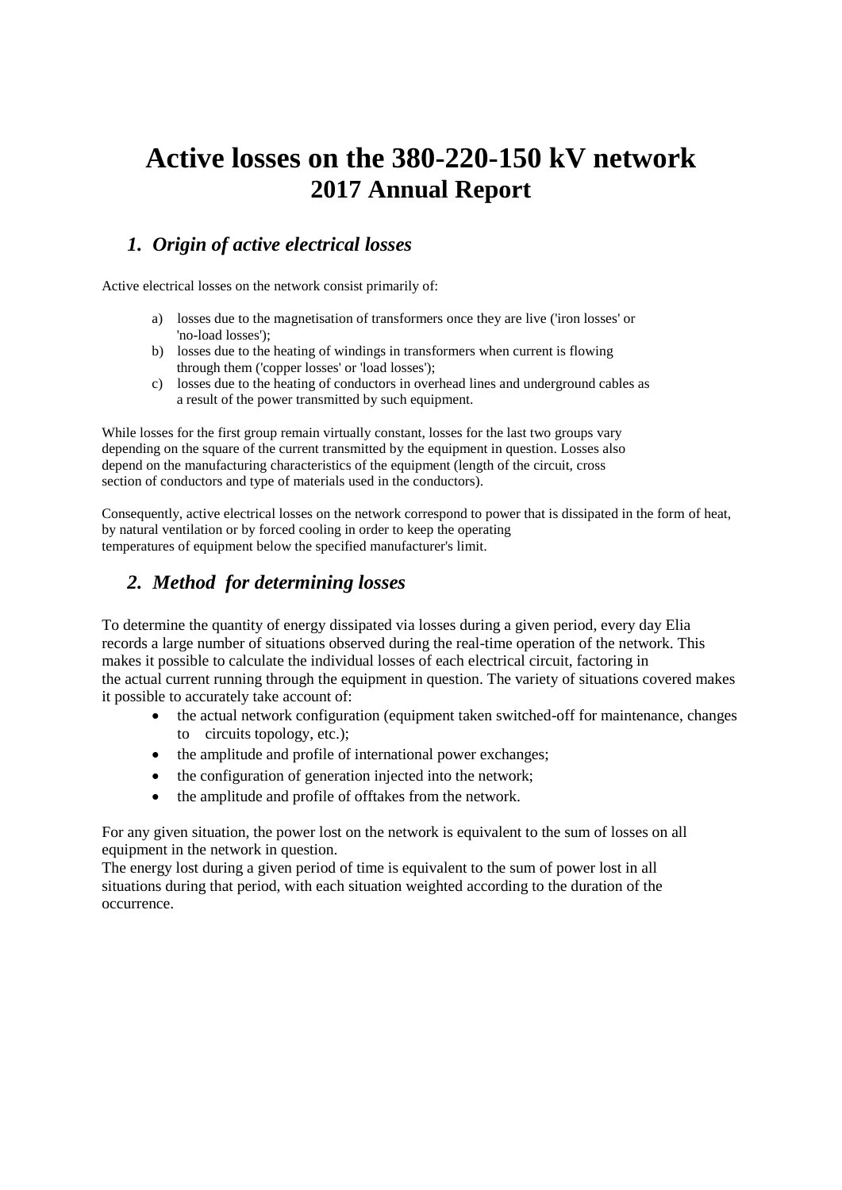# Active losses on the 380-220-150 kV network
## 2017 Annual Report

### *1. Origin of active electrical losses*

Active electrical losses on the network consist primarily of:

a) losses due to the magnetisation of transformers once they are live ('iron losses' or 'no-load losses');
b) losses due to the heating of windings in transformers when current is flowing through them ('copper losses' or 'load losses');
c) losses due to the heating of conductors in overhead lines and underground cables as a result of the power transmitted by such equipment.

While losses for the first group remain virtually constant, losses for the last two groups vary depending on the square of the current transmitted by the equipment in question. Losses also depend on the manufacturing characteristics of the equipment (length of the circuit, cross section of conductors and type of materials used in the conductors).

Consequently, active electrical losses on the network correspond to power that is dissipated in the form of heat, by natural ventilation or by forced cooling in order to keep the operating temperatures of equipment below the specified manufacturer's limit.

### *2. Method for determining losses*

To determine the quantity of energy dissipated via losses during a given period, every day Elia records a large number of situations observed during the real-time operation of the network. This makes it possible to calculate the individual losses of each electrical circuit, factoring in the actual current running through the equipment in question. The variety of situations covered makes it possible to accurately take account of:

- the actual network configuration (equipment taken switched-off for maintenance, changes to circuits topology, etc.);
- the amplitude and profile of international power exchanges;
- the configuration of generation injected into the network;
- the amplitude and profile of offtakes from the network.

For any given situation, the power lost on the network is equivalent to the sum of losses on all equipment in the network in question.
The energy lost during a given period of time is equivalent to the sum of power lost in all situations during that period, with each situation weighted according to the duration of the occurrence.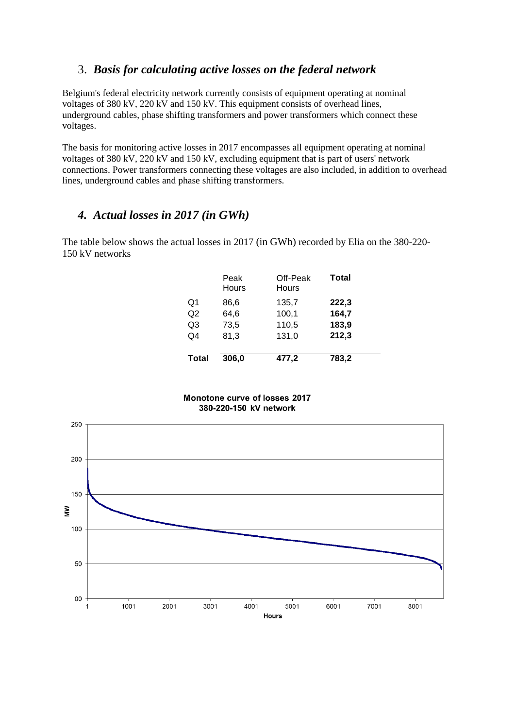## 3. *Basis for calculating active losses on the federal network*

Belgium's federal electricity network currently consists of equipment operating at nominal voltages of 380 kV, 220 kV and 150 kV. This equipment consists of overhead lines, underground cables, phase shifting transformers and power transformers which connect these voltages.

The basis for monitoring active losses in 2017 encompasses all equipment operating at nominal voltages of 380 kV, 220 kV and 150 kV, excluding equipment that is part of users' network connections. Power transformers connecting these voltages are also included, in addition to overhead lines, underground cables and phase shifting transformers.

## *4. Actual losses in 2017 (in GWh)*

The table below shows the actual losses in 2017 (in GWh) recorded by Elia on the 380-220-150 kV networks

| | Peak Hours | Off-Peak Hours | **Total** |
|---|---|---|---|
| Q1 | 86,6 | 135,7 | **222,3** |
| Q2 | 64,6 | 100,1 | **164,7** |
| Q3 | 73,5 | 110,5 | **183,9** |
| Q4 | 81,3 | 131,0 | **212,3** |
| **Total** | **306,0** | **477,2** | **783,2** |

**Monotone curve of losses 2017**
**380-220-150 kV network**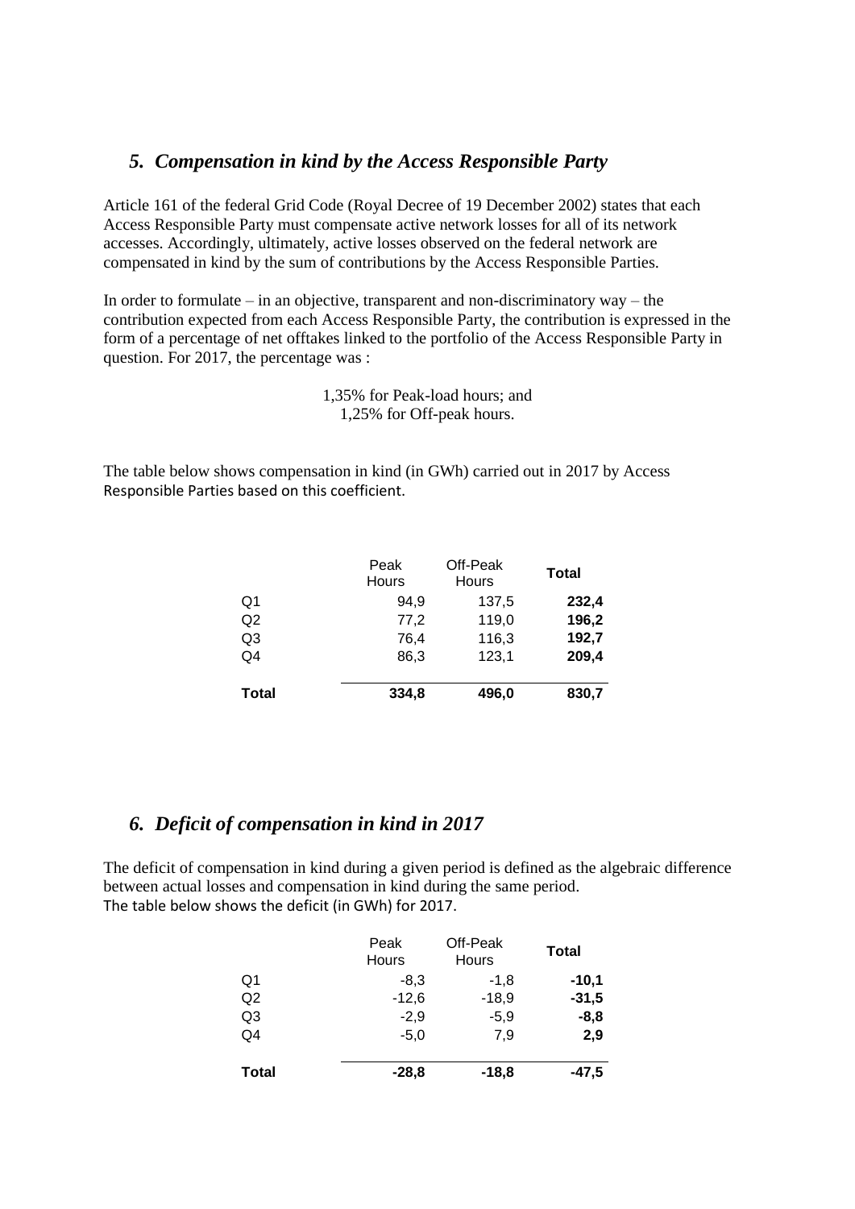## *5. Compensation in kind by the Access Responsible Party*

Article 161 of the federal Grid Code (Royal Decree of 19 December 2002) states that each Access Responsible Party must compensate active network losses for all of its network accesses. Accordingly, ultimately, active losses observed on the federal network are compensated in kind by the sum of contributions by the Access Responsible Parties.

In order to formulate – in an objective, transparent and non-discriminatory way – the contribution expected from each Access Responsible Party, the contribution is expressed in the form of a percentage of net offtakes linked to the portfolio of the Access Responsible Party in question. For 2017, the percentage was :

1,35% for Peak-load hours; and
1,25% for Off-peak hours.

The table below shows compensation in kind (in GWh) carried out in 2017 by Access Responsible Parties based on this coefficient.

| | Peak Hours | Off-Peak Hours | **Total** |
|---|---|---|---|
| Q1 | 94,9 | 137,5 | **232,4** |
| Q2 | 77,2 | 119,0 | **196,2** |
| Q3 | 76,4 | 116,3 | **192,7** |
| Q4 | 86,3 | 123,1 | **209,4** |
| **Total** | **334,8** | **496,0** | **830,7** |

## *6. Deficit of compensation in kind in 2017*

The deficit of compensation in kind during a given period is defined as the algebraic difference between actual losses and compensation in kind during the same period.
The table below shows the deficit (in GWh) for 2017.

| | Peak Hours | Off-Peak Hours | **Total** |
|---|---|---|---|
| Q1 | -8,3 | -1,8 | **-10,1** |
| Q2 | -12,6 | -18,9 | **-31,5** |
| Q3 | -2,9 | -5,9 | **-8,8** |
| Q4 | -5,0 | 7,9 | **2,9** |
| **Total** | **-28,8** | **-18,8** | **-47,5** |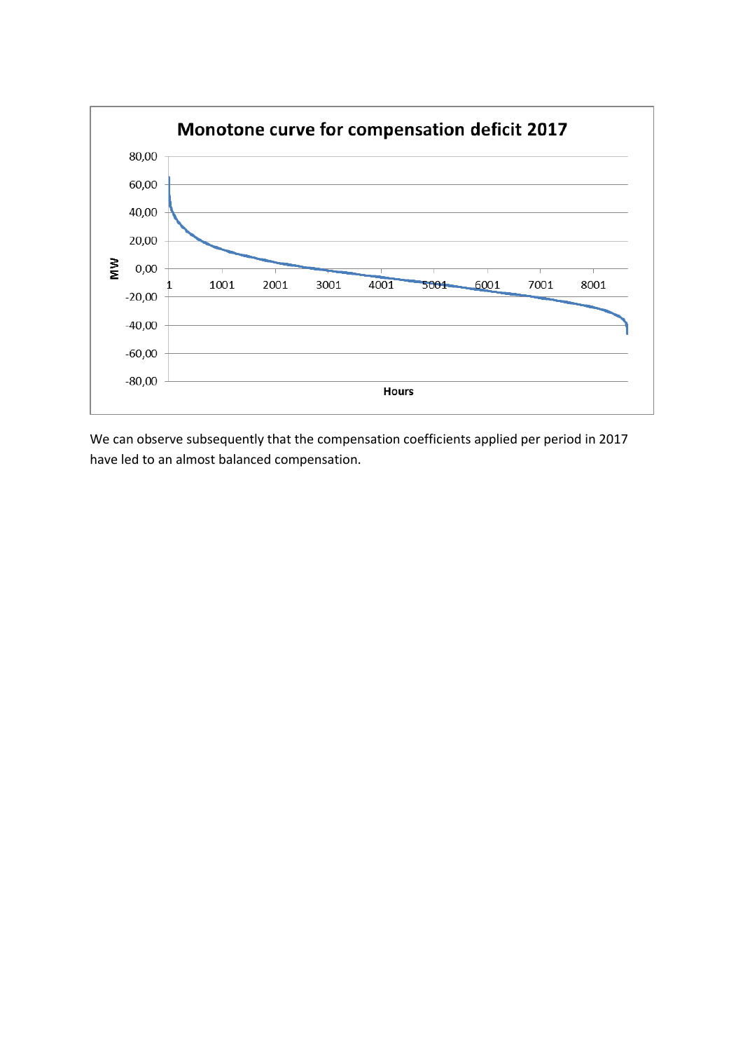Monotone curve for compensation deficit 2017

MW

80,00
60,00
40,00
20,00
0,00
-20,00
-40,00
-60,00
-80,00

1
1001
2001
3001
4001
5001
6001
7001
8001

Hours

We can observe subsequently that the compensation coefficients applied per period in 2017 have led to an almost balanced compensation.